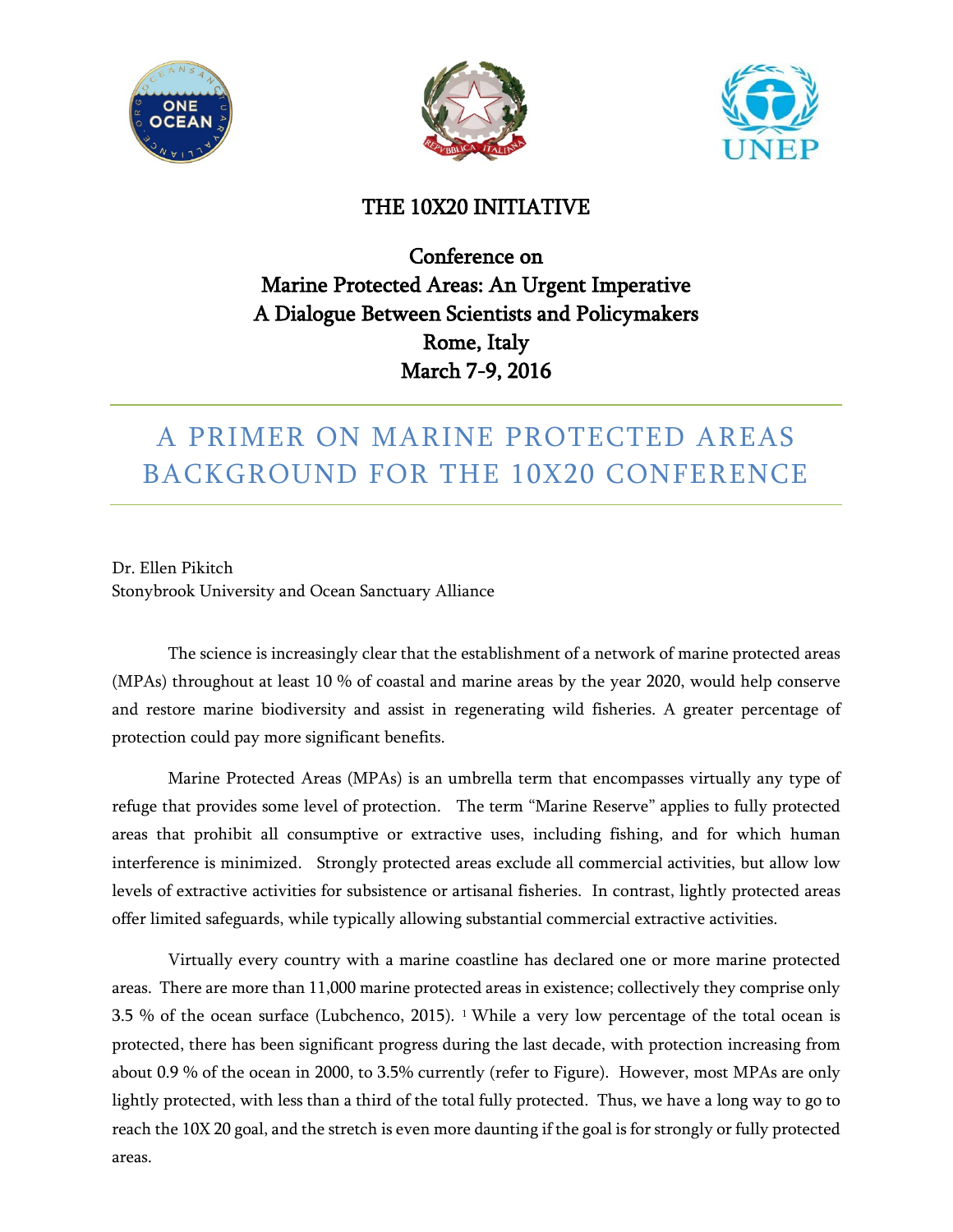# THE 10X20 INITIATIVE

## Conference on Marine Protected Areas: An Urgent Imperative A Dialogue Between Scientists and Policymakers Rome, Italy March 7-9, 2016

# A PRIMER ON MARINE PROTECTED AREAS BACKGROUND FOR THE 10X20 CONFERENCE

Dr. Ellen Pikitch
Stonybrook University and Ocean Sanctuary Alliance

The science is increasingly clear that the establishment of a network of marine protected areas (MPAs) throughout at least 10 % of coastal and marine areas by the year 2020, would help conserve and restore marine biodiversity and assist in regenerating wild fisheries. A greater percentage of protection could pay more significant benefits.

Marine Protected Areas (MPAs) is an umbrella term that encompasses virtually any type of refuge that provides some level of protection. The term "Marine Reserve" applies to fully protected areas that prohibit all consumptive or extractive uses, including fishing, and for which human interference is minimized. Strongly protected areas exclude all commercial activities, but allow low levels of extractive activities for subsistence or artisanal fisheries. In contrast, lightly protected areas offer limited safeguards, while typically allowing substantial commercial extractive activities.

Virtually every country with a marine coastline has declared one or more marine protected areas. There are more than 11,000 marine protected areas in existence; collectively they comprise only 3.5 % of the ocean surface (Lubchenco, 2015). [1] While a very low percentage of the total ocean is protected, there has been significant progress during the last decade, with protection increasing from about 0.9 % of the ocean in 2000, to 3.5% currently (refer to Figure). However, most MPAs are only lightly protected, with less than a third of the total fully protected. Thus, we have a long way to go to reach the 10X 20 goal, and the stretch is even more daunting if the goal is for strongly or fully protected areas.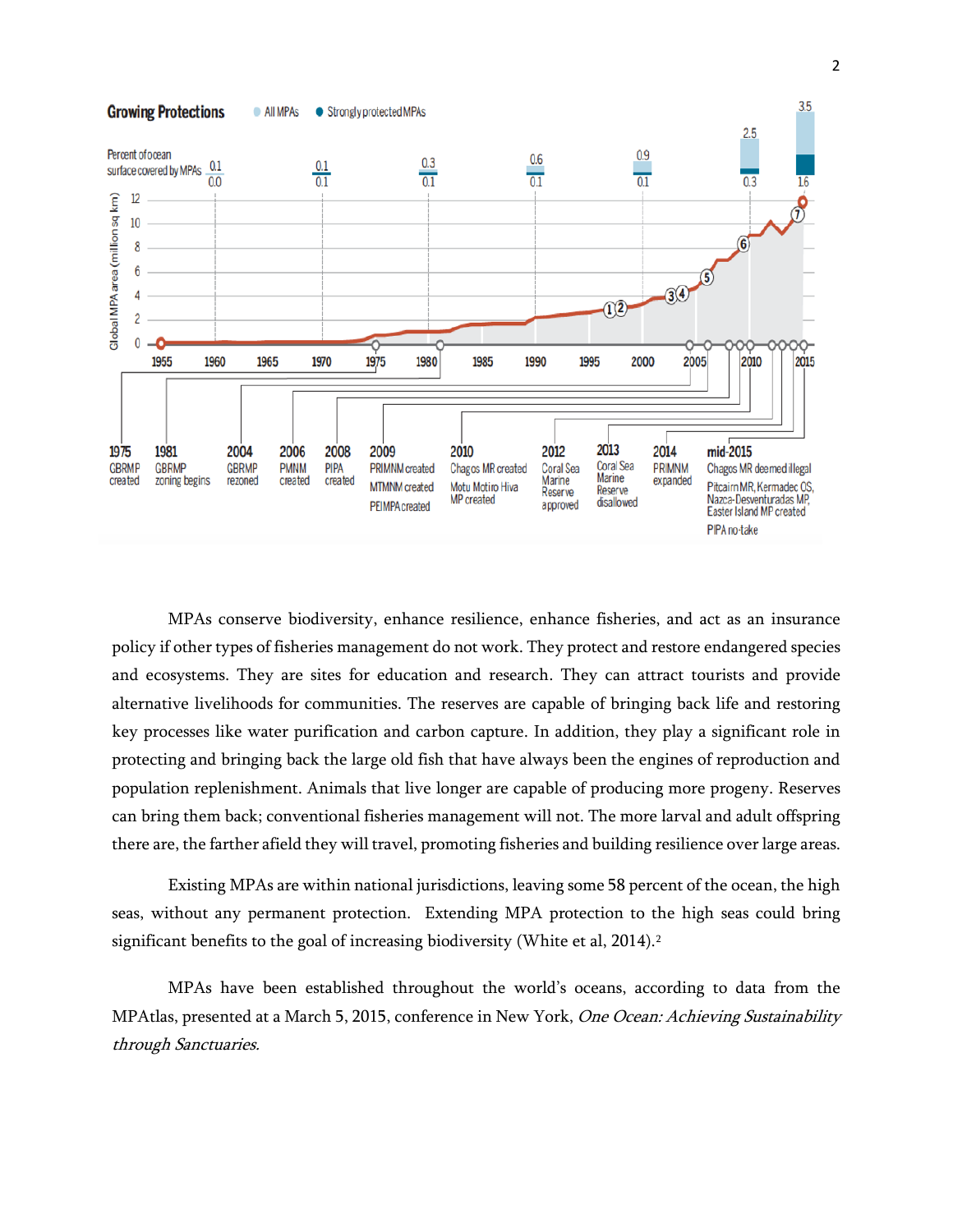**Growing Protections** — All MPAs / Strongly protected MPAs

Percent of ocean surface covered by MPAs:

| Year | 1955 | 1970 | 1980 | 1990 | 2000 | 2010 | 2015 |
|---|---|---|---|---|---|---|---|
| All MPAs | 0.1 | 0.1 | 0.3 | 0.6 | 0.9 | 2.5 | 3.5 |
| Strongly protected MPAs | 0.0 | 0.1 | 0.1 | 0.1 | 0.1 | 0.3 | 1.6 |

Global MPA area (million sq km)

- 1975 GBRMP created
- 1981 GBRMP zoning begins
- 2004 GBRMP rezoned
- 2006 PMNM created
- 2008 PIPA created
- 2009 PRIMNM created, MTMNM created, PEIMPA created
- 2010 Chagos MR created, Motu Motiro Hiva MP created
- 2012 Coral Sea Marine Reserve approved
- 2013 Coral Sea Marine Reserve disallowed
- 2014 PRIMNM expanded
- mid-2015 Chagos MR deemed illegal; Pitcairn MR, Kermadec OS, Nazca-Desventuradas MP, Easter Island MP created; PIPA no-take

MPAs conserve biodiversity, enhance resilience, enhance fisheries, and act as an insurance policy if other types of fisheries management do not work. They protect and restore endangered species and ecosystems. They are sites for education and research. They can attract tourists and provide alternative livelihoods for communities. The reserves are capable of bringing back life and restoring key processes like water purification and carbon capture. In addition, they play a significant role in protecting and bringing back the large old fish that have always been the engines of reproduction and population replenishment. Animals that live longer are capable of producing more progeny. Reserves can bring them back; conventional fisheries management will not. The more larval and adult offspring there are, the farther afield they will travel, promoting fisheries and building resilience over large areas.

Existing MPAs are within national jurisdictions, leaving some 58 percent of the ocean, the high seas, without any permanent protection. Extending MPA protection to the high seas could bring significant benefits to the goal of increasing biodiversity (White et al, 2014).[2]

MPAs have been established throughout the world's oceans, according to data from the MPAtlas, presented at a March 5, 2015, conference in New York, *One Ocean: Achieving Sustainability through Sanctuaries.*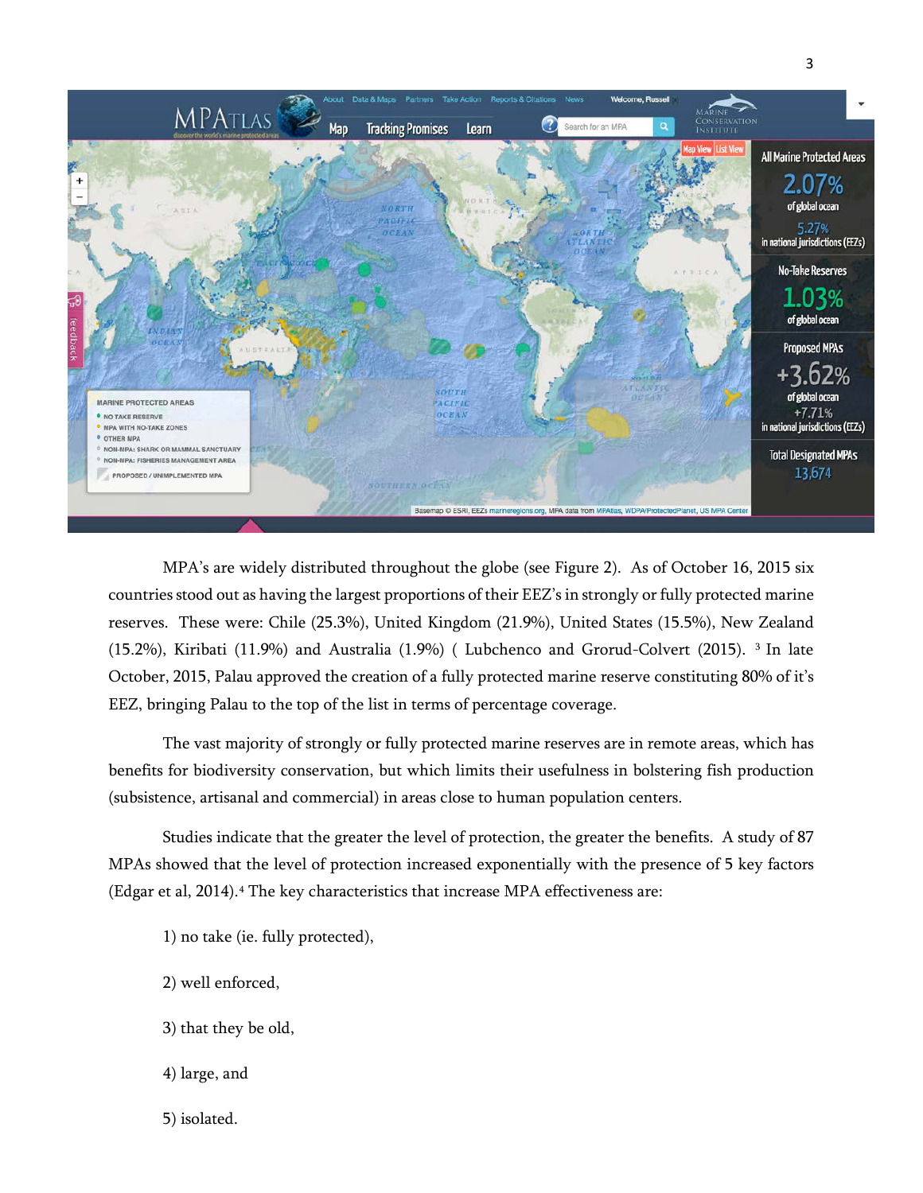MPA's are widely distributed throughout the globe (see Figure 2). As of October 16, 2015 six countries stood out as having the largest proportions of their EEZ's in strongly or fully protected marine reserves. These were: Chile (25.3%), United Kingdom (21.9%), United States (15.5%), New Zealand (15.2%), Kiribati (11.9%) and Australia (1.9%) ( Lubchenco and Grorud-Colvert (2015). [3] In late October, 2015, Palau approved the creation of a fully protected marine reserve constituting 80% of it's EEZ, bringing Palau to the top of the list in terms of percentage coverage.

The vast majority of strongly or fully protected marine reserves are in remote areas, which has benefits for biodiversity conservation, but which limits their usefulness in bolstering fish production (subsistence, artisanal and commercial) in areas close to human population centers.

Studies indicate that the greater the level of protection, the greater the benefits. A study of 87 MPAs showed that the level of protection increased exponentially with the presence of 5 key factors (Edgar et al, 2014).[4] The key characteristics that increase MPA effectiveness are:

1) no take (ie. fully protected),

2) well enforced,

3) that they be old,

4) large, and

5) isolated.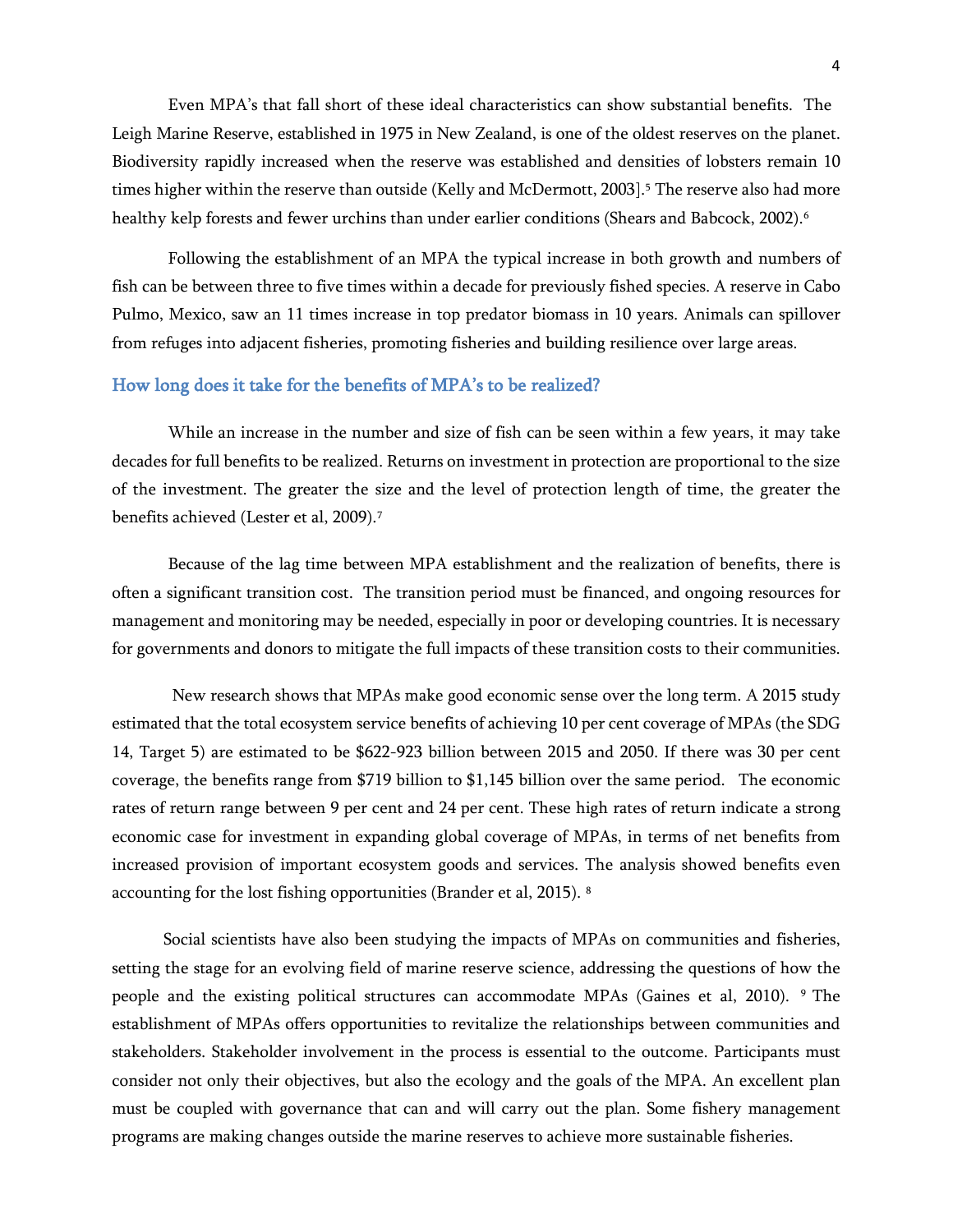Even MPA's that fall short of these ideal characteristics can show substantial benefits. The Leigh Marine Reserve, established in 1975 in New Zealand, is one of the oldest reserves on the planet. Biodiversity rapidly increased when the reserve was established and densities of lobsters remain 10 times higher within the reserve than outside (Kelly and McDermott, 2003].[5] The reserve also had more healthy kelp forests and fewer urchins than under earlier conditions (Shears and Babcock, 2002).[6]

Following the establishment of an MPA the typical increase in both growth and numbers of fish can be between three to five times within a decade for previously fished species. A reserve in Cabo Pulmo, Mexico, saw an 11 times increase in top predator biomass in 10 years. Animals can spillover from refuges into adjacent fisheries, promoting fisheries and building resilience over large areas.

## How long does it take for the benefits of MPA's to be realized?

While an increase in the number and size of fish can be seen within a few years, it may take decades for full benefits to be realized. Returns on investment in protection are proportional to the size of the investment. The greater the size and the level of protection length of time, the greater the benefits achieved (Lester et al, 2009).[7]

Because of the lag time between MPA establishment and the realization of benefits, there is often a significant transition cost. The transition period must be financed, and ongoing resources for management and monitoring may be needed, especially in poor or developing countries. It is necessary for governments and donors to mitigate the full impacts of these transition costs to their communities.

New research shows that MPAs make good economic sense over the long term. A 2015 study estimated that the total ecosystem service benefits of achieving 10 per cent coverage of MPAs (the SDG 14, Target 5) are estimated to be $622-923 billion between 2015 and 2050. If there was 30 per cent coverage, the benefits range from $719 billion to $1,145 billion over the same period. The economic rates of return range between 9 per cent and 24 per cent. These high rates of return indicate a strong economic case for investment in expanding global coverage of MPAs, in terms of net benefits from increased provision of important ecosystem goods and services. The analysis showed benefits even accounting for the lost fishing opportunities (Brander et al, 2015).[8]

Social scientists have also been studying the impacts of MPAs on communities and fisheries, setting the stage for an evolving field of marine reserve science, addressing the questions of how the people and the existing political structures can accommodate MPAs (Gaines et al, 2010).[9] The establishment of MPAs offers opportunities to revitalize the relationships between communities and stakeholders. Stakeholder involvement in the process is essential to the outcome. Participants must consider not only their objectives, but also the ecology and the goals of the MPA. An excellent plan must be coupled with governance that can and will carry out the plan. Some fishery management programs are making changes outside the marine reserves to achieve more sustainable fisheries.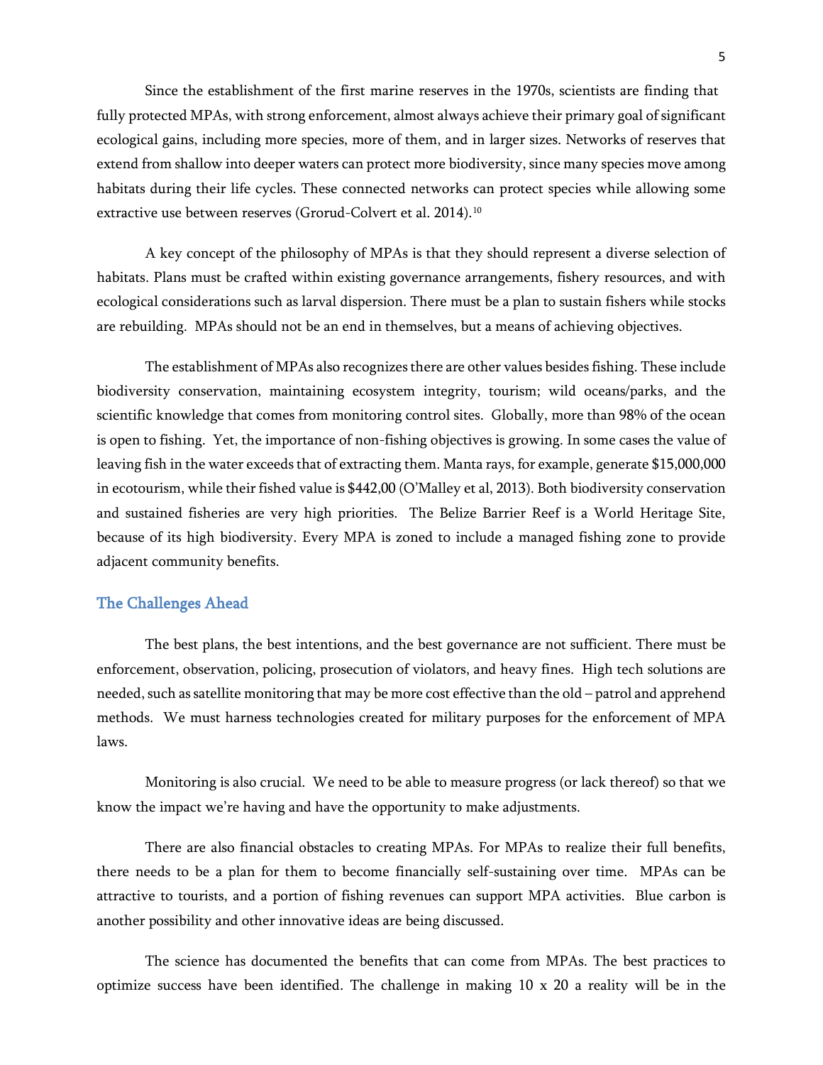Since the establishment of the first marine reserves in the 1970s, scientists are finding that fully protected MPAs, with strong enforcement, almost always achieve their primary goal of significant ecological gains, including more species, more of them, and in larger sizes. Networks of reserves that extend from shallow into deeper waters can protect more biodiversity, since many species move among habitats during their life cycles. These connected networks can protect species while allowing some extractive use between reserves (Grorud-Colvert et al. 2014).[10]

A key concept of the philosophy of MPAs is that they should represent a diverse selection of habitats. Plans must be crafted within existing governance arrangements, fishery resources, and with ecological considerations such as larval dispersion. There must be a plan to sustain fishers while stocks are rebuilding. MPAs should not be an end in themselves, but a means of achieving objectives.

The establishment of MPAs also recognizes there are other values besides fishing. These include biodiversity conservation, maintaining ecosystem integrity, tourism; wild oceans/parks, and the scientific knowledge that comes from monitoring control sites. Globally, more than 98% of the ocean is open to fishing. Yet, the importance of non-fishing objectives is growing. In some cases the value of leaving fish in the water exceeds that of extracting them. Manta rays, for example, generate $15,000,000 in ecotourism, while their fished value is $442,00 (O'Malley et al, 2013). Both biodiversity conservation and sustained fisheries are very high priorities. The Belize Barrier Reef is a World Heritage Site, because of its high biodiversity. Every MPA is zoned to include a managed fishing zone to provide adjacent community benefits.

## The Challenges Ahead

The best plans, the best intentions, and the best governance are not sufficient. There must be enforcement, observation, policing, prosecution of violators, and heavy fines. High tech solutions are needed, such as satellite monitoring that may be more cost effective than the old – patrol and apprehend methods. We must harness technologies created for military purposes for the enforcement of MPA laws.

Monitoring is also crucial. We need to be able to measure progress (or lack thereof) so that we know the impact we're having and have the opportunity to make adjustments.

There are also financial obstacles to creating MPAs. For MPAs to realize their full benefits, there needs to be a plan for them to become financially self-sustaining over time. MPAs can be attractive to tourists, and a portion of fishing revenues can support MPA activities. Blue carbon is another possibility and other innovative ideas are being discussed.

The science has documented the benefits that can come from MPAs. The best practices to optimize success have been identified. The challenge in making 10 x 20 a reality will be in the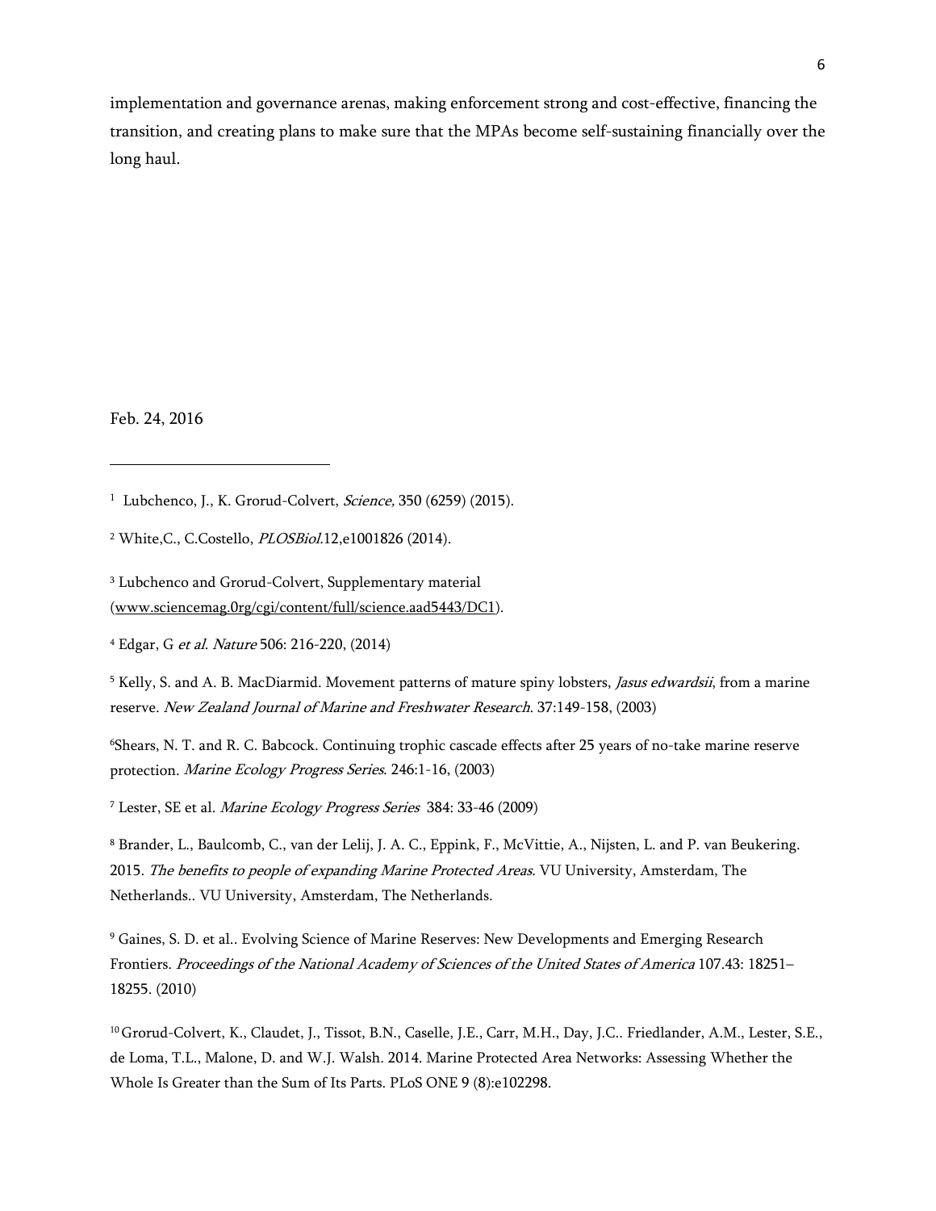implementation and governance arenas, making enforcement strong and cost-effective, financing the transition, and creating plans to make sure that the MPAs become self-sustaining financially over the long haul.

Feb. 24, 2016

---

[1] Lubchenco, J., K. Grorud-Colvert, *Science,* 350 (6259) (2015).

[2] White,C., C.Costello, *PLOSBiol*.12,e1001826 (2014).

[3] Lubchenco and Grorud-Colvert, Supplementary material (www.sciencemag.0rg/cgi/content/full/science.aad5443/DC1).

[4] Edgar, G *et al. Nature* 506: 216-220, (2014)

[5] Kelly, S. and A. B. MacDiarmid. Movement patterns of mature spiny lobsters, *Jasus edwardsii*, from a marine reserve. *New Zealand Journal of Marine and Freshwater Research*. 37:149-158, (2003)

[6] Shears, N. T. and R. C. Babcock. Continuing trophic cascade effects after 25 years of no-take marine reserve protection. *Marine Ecology Progress Series*. 246:1-16, (2003)

[7] Lester, SE et al. *Marine Ecology Progress Series* 384: 33-46 (2009)

[8] Brander, L., Baulcomb, C., van der Lelij, J. A. C., Eppink, F., McVittie, A., Nijsten, L. and P. van Beukering. 2015. *The benefits to people of expanding Marine Protected Areas.* VU University, Amsterdam, The Netherlands.. VU University, Amsterdam, The Netherlands.

[9] Gaines, S. D. et al.. Evolving Science of Marine Reserves: New Developments and Emerging Research Frontiers. *Proceedings of the National Academy of Sciences of the United States of America* 107.43: 18251–18255. (2010)

[10] Grorud-Colvert, K., Claudet, J., Tissot, B.N., Caselle, J.E., Carr, M.H., Day, J.C.. Friedlander, A.M., Lester, S.E., de Loma, T.L., Malone, D. and W.J. Walsh. 2014. Marine Protected Area Networks: Assessing Whether the Whole Is Greater than the Sum of Its Parts. PLoS ONE 9 (8):e102298.